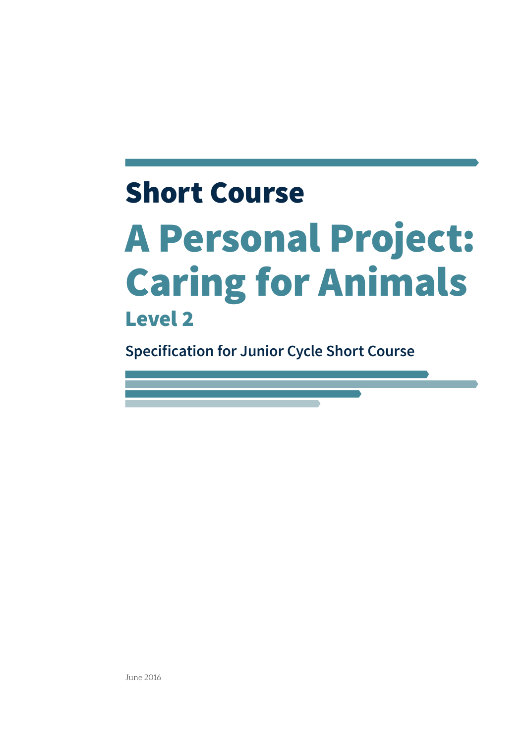## Short Course

# A Personal Project: Caring for Animals

### Level 2

**Specification for Junior Cycle Short Course**

June 2016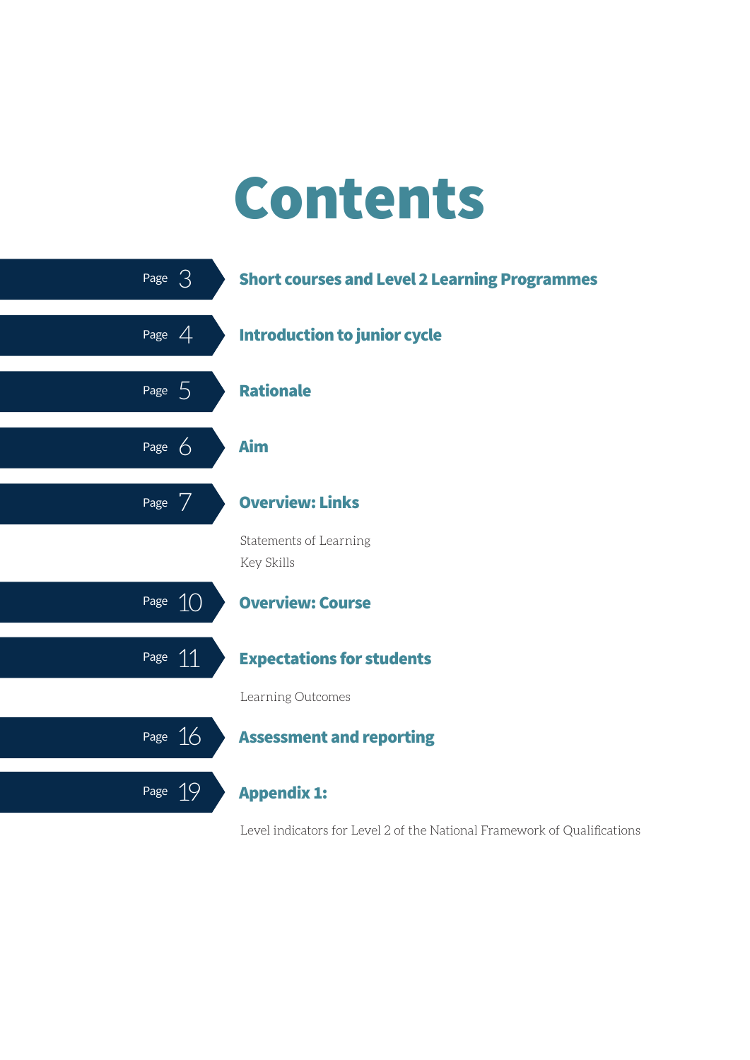# Contents

| Page | Section |
| --- | --- |
| Page 3 | **Short courses and Level 2 Learning Programmes** |
| Page 4 | **Introduction to junior cycle** |
| Page 5 | **Rationale** |
| Page 6 | **Aim** |
| Page 7 | **Overview: Links**<br>Statements of Learning<br>Key Skills |
| Page 10 | **Overview: Course** |
| Page 11 | **Expectations for students**<br>Learning Outcomes |
| Page 16 | **Assessment and reporting** |
| Page 19 | **Appendix 1:**<br>Level indicators for Level 2 of the National Framework of Qualifications |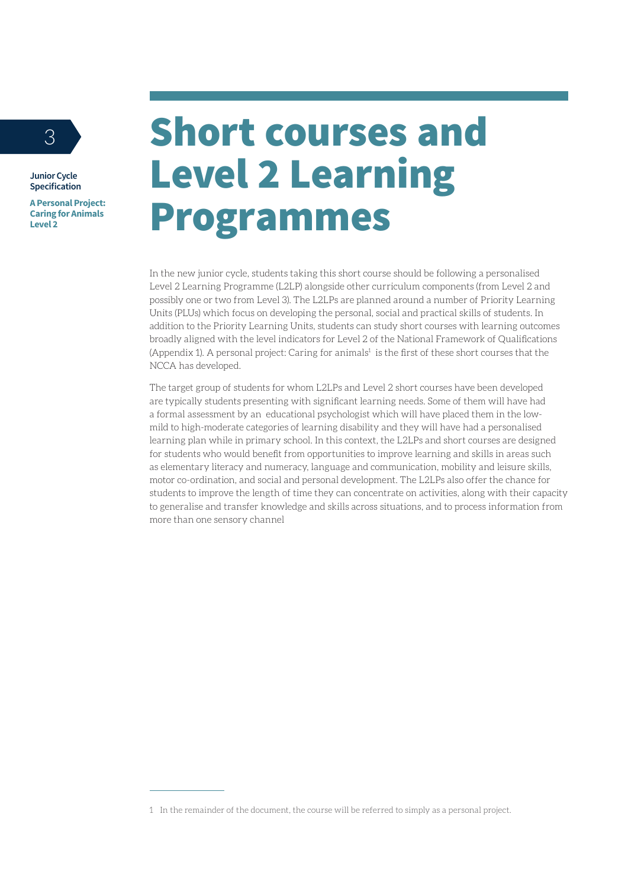# Short courses and Level 2 Learning Programmes

In the new junior cycle, students taking this short course should be following a personalised Level 2 Learning Programme (L2LP) alongside other curriculum components (from Level 2 and possibly one or two from Level 3). The L2LPs are planned around a number of Priority Learning Units (PLUs) which focus on developing the personal, social and practical skills of students. In addition to the Priority Learning Units, students can study short courses with learning outcomes broadly aligned with the level indicators for Level 2 of the National Framework of Qualifications (Appendix 1). A personal project: Caring for animals[1] is the first of these short courses that the NCCA has developed.

The target group of students for whom L2LPs and Level 2 short courses have been developed are typically students presenting with significant learning needs. Some of them will have had a formal assessment by an educational psychologist which will have placed them in the low-mild to high-moderate categories of learning disability and they will have had a personalised learning plan while in primary school. In this context, the L2LPs and short courses are designed for students who would benefit from opportunities to improve learning and skills in areas such as elementary literacy and numeracy, language and communication, mobility and leisure skills, motor co-ordination, and social and personal development. The L2LPs also offer the chance for students to improve the length of time they can concentrate on activities, along with their capacity to generalise and transfer knowledge and skills across situations, and to process information from more than one sensory channel

---

1 In the remainder of the document, the course will be referred to simply as a personal project.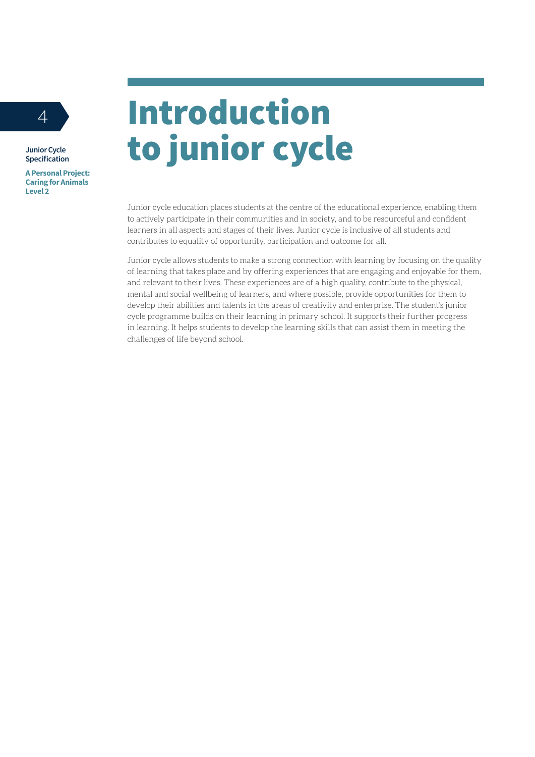# Introduction to junior cycle

Junior cycle education places students at the centre of the educational experience, enabling them to actively participate in their communities and in society, and to be resourceful and confident learners in all aspects and stages of their lives. Junior cycle is inclusive of all students and contributes to equality of opportunity, participation and outcome for all.

Junior cycle allows students to make a strong connection with learning by focusing on the quality of learning that takes place and by offering experiences that are engaging and enjoyable for them, and relevant to their lives. These experiences are of a high quality, contribute to the physical, mental and social wellbeing of learners, and where possible, provide opportunities for them to develop their abilities and talents in the areas of creativity and enterprise. The student's junior cycle programme builds on their learning in primary school. It supports their further progress in learning. It helps students to develop the learning skills that can assist them in meeting the challenges of life beyond school.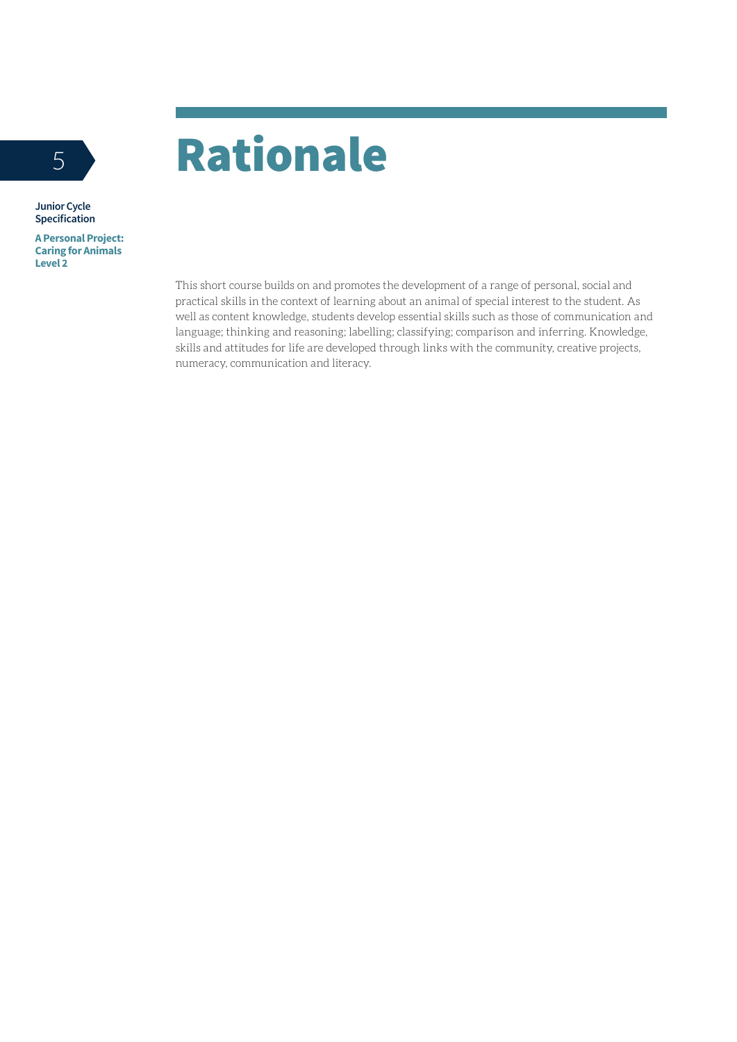# Rationale

This short course builds on and promotes the development of a range of personal, social and practical skills in the context of learning about an animal of special interest to the student. As well as content knowledge, students develop essential skills such as those of communication and language; thinking and reasoning; labelling; classifying; comparison and inferring. Knowledge, skills and attitudes for life are developed through links with the community, creative projects, numeracy, communication and literacy.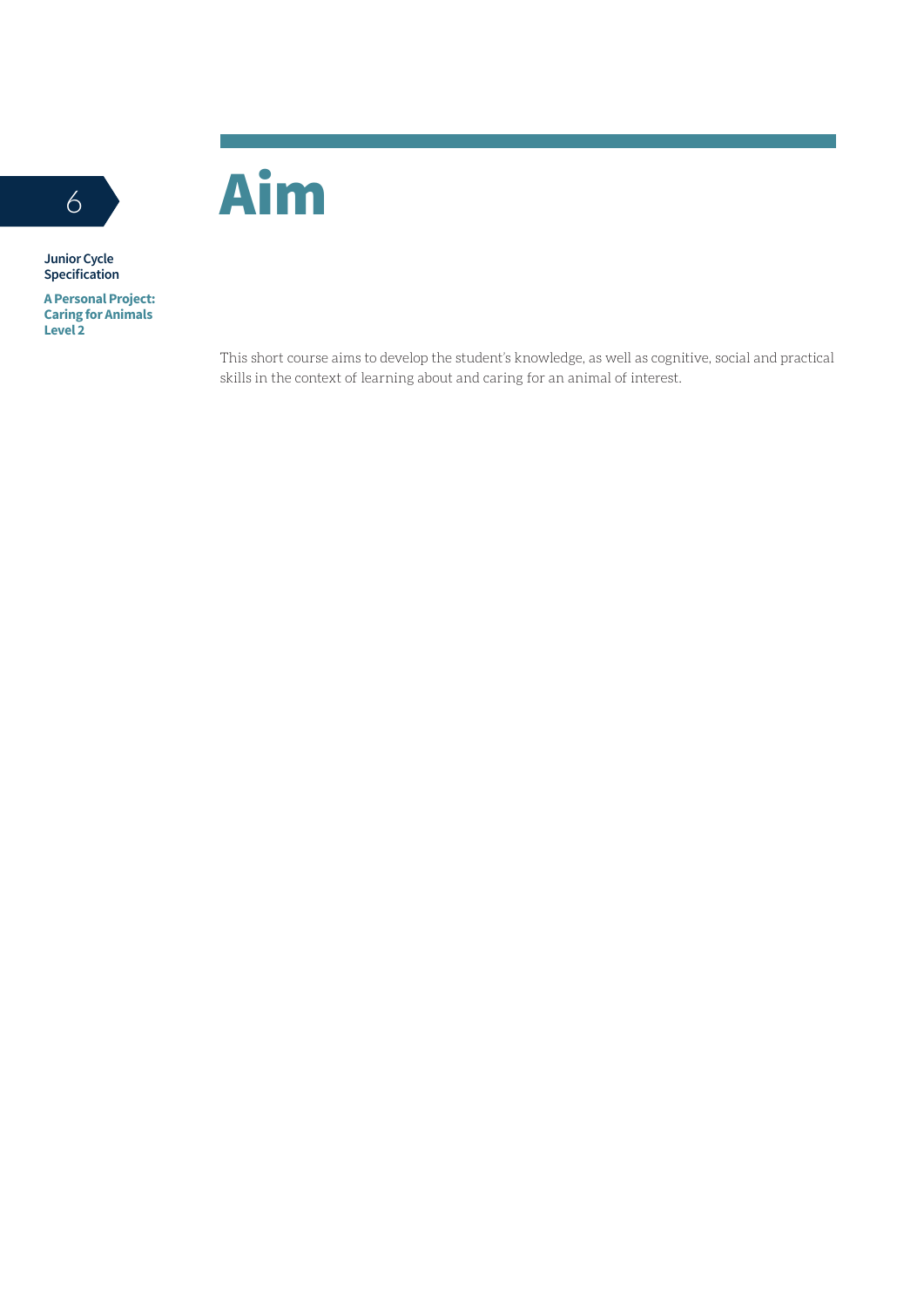# Aim

This short course aims to develop the student's knowledge, as well as cognitive, social and practical skills in the context of learning about and caring for an animal of interest.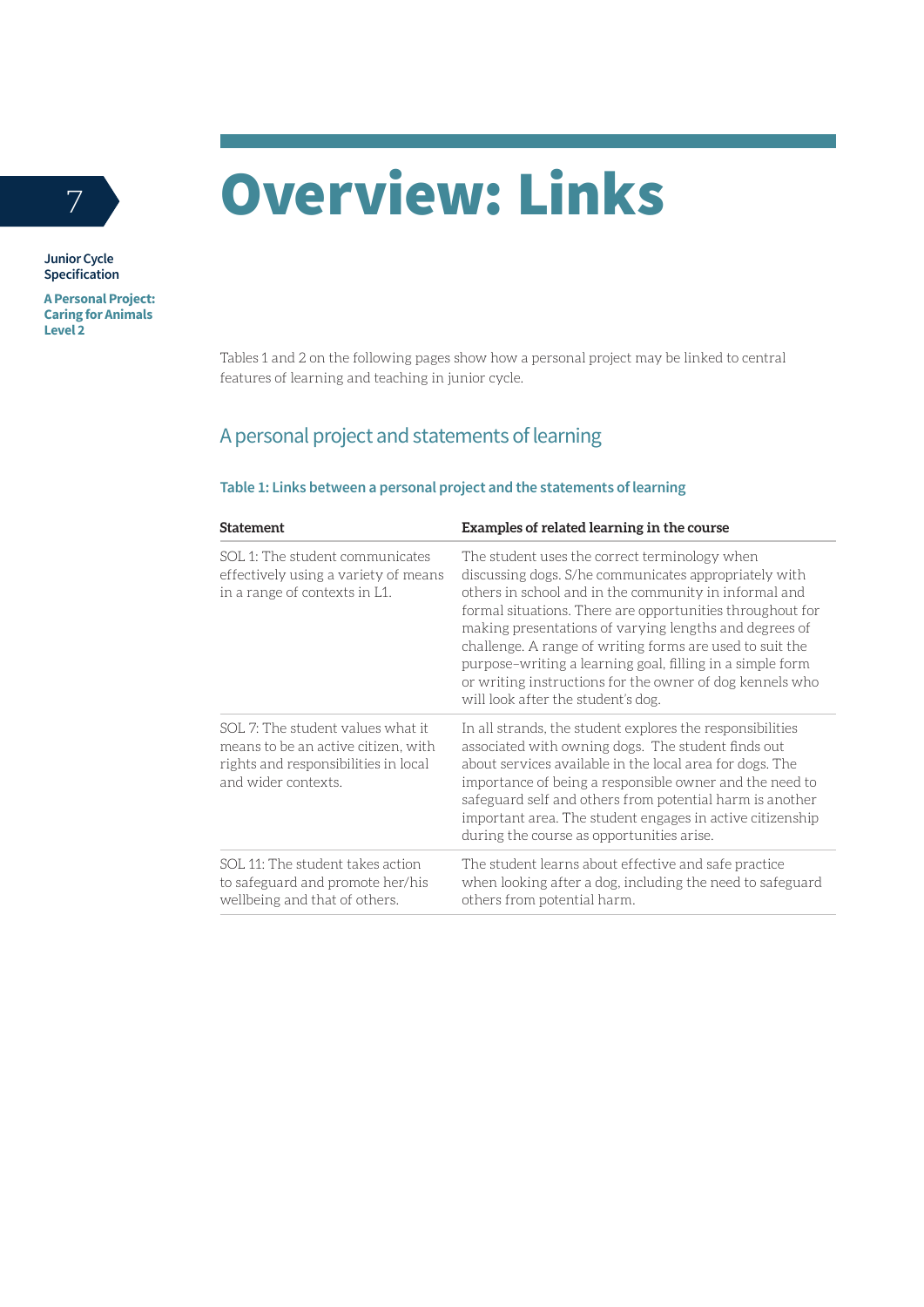# Overview: Links

Tables 1 and 2 on the following pages show how a personal project may be linked to central features of learning and teaching in junior cycle.

## A personal project and statements of learning

**Table 1: Links between a personal project and the statements of learning**

| Statement | Examples of related learning in the course |
|---|---|
| SOL 1: The student communicates effectively using a variety of means in a range of contexts in L1. | The student uses the correct terminology when discussing dogs. S/he communicates appropriately with others in school and in the community in informal and formal situations. There are opportunities throughout for making presentations of varying lengths and degrees of challenge. A range of writing forms are used to suit the purpose–writing a learning goal, filling in a simple form or writing instructions for the owner of dog kennels who will look after the student's dog. |
| SOL 7: The student values what it means to be an active citizen, with rights and responsibilities in local and wider contexts. | In all strands, the student explores the responsibilities associated with owning dogs. The student finds out about services available in the local area for dogs. The importance of being a responsible owner and the need to safeguard self and others from potential harm is another important area. The student engages in active citizenship during the course as opportunities arise. |
| SOL 11: The student takes action to safeguard and promote her/his wellbeing and that of others. | The student learns about effective and safe practice when looking after a dog, including the need to safeguard others from potential harm. |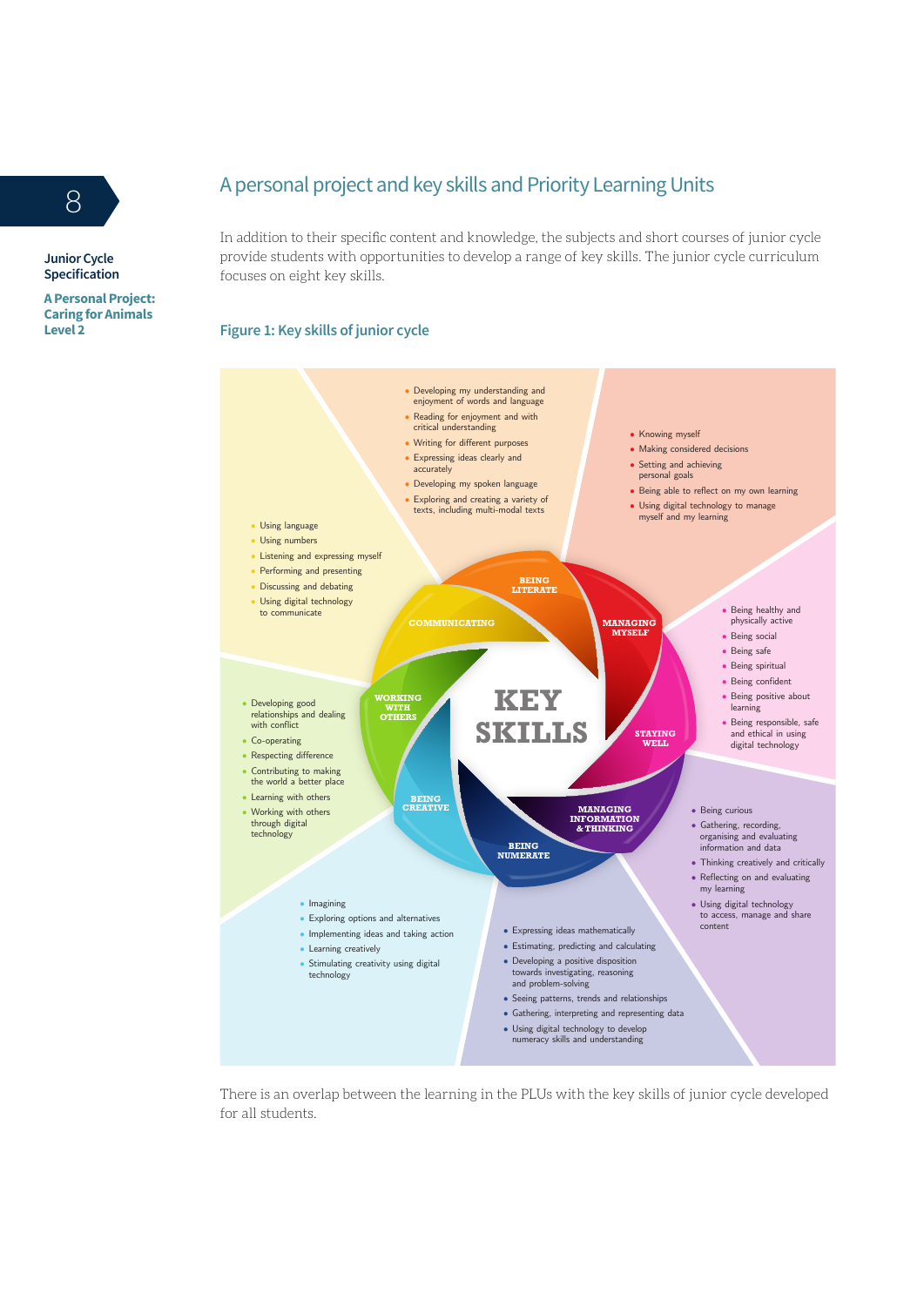## A personal project and key skills and Priority Learning Units

In addition to their specific content and knowledge, the subjects and short courses of junior cycle provide students with opportunities to develop a range of key skills. The junior cycle curriculum focuses on eight key skills.

### Figure 1: Key skills of junior cycle

**KEY SKILLS**

**BEING LITERATE**
- Developing my understanding and enjoyment of words and language
- Reading for enjoyment and with critical understanding
- Writing for different purposes
- Expressing ideas clearly and accurately
- Developing my spoken language
- Exploring and creating a variety of texts, including multi-modal texts

**MANAGING MYSELF**
- Knowing myself
- Making considered decisions
- Setting and achieving personal goals
- Being able to reflect on my own learning
- Using digital technology to manage myself and my learning

**STAYING WELL**
- Being healthy and physically active
- Being social
- Being safe
- Being spiritual
- Being confident
- Being positive about learning
- Being responsible, safe and ethical in using digital technology

**MANAGING INFORMATION & THINKING**
- Being curious
- Gathering, recording, organising and evaluating information and data
- Thinking creatively and critically
- Reflecting on and evaluating my learning
- Using digital technology to access, manage and share content

**BEING NUMERATE**
- Expressing ideas mathematically
- Estimating, predicting and calculating
- Developing a positive disposition towards investigating, reasoning and problem-solving
- Seeing patterns, trends and relationships
- Gathering, interpreting and representing data
- Using digital technology to develop numeracy skills and understanding

**BEING CREATIVE**
- Imagining
- Exploring options and alternatives
- Implementing ideas and taking action
- Learning creatively
- Stimulating creativity using digital technology

**WORKING WITH OTHERS**
- Developing good relationships and dealing with conflict
- Co-operating
- Respecting difference
- Contributing to making the world a better place
- Learning with others
- Working with others through digital technology

**COMMUNICATING**
- Using language
- Using numbers
- Listening and expressing myself
- Performing and presenting
- Discussing and debating
- Using digital technology to communicate

There is an overlap between the learning in the PLUs with the key skills of junior cycle developed for all students.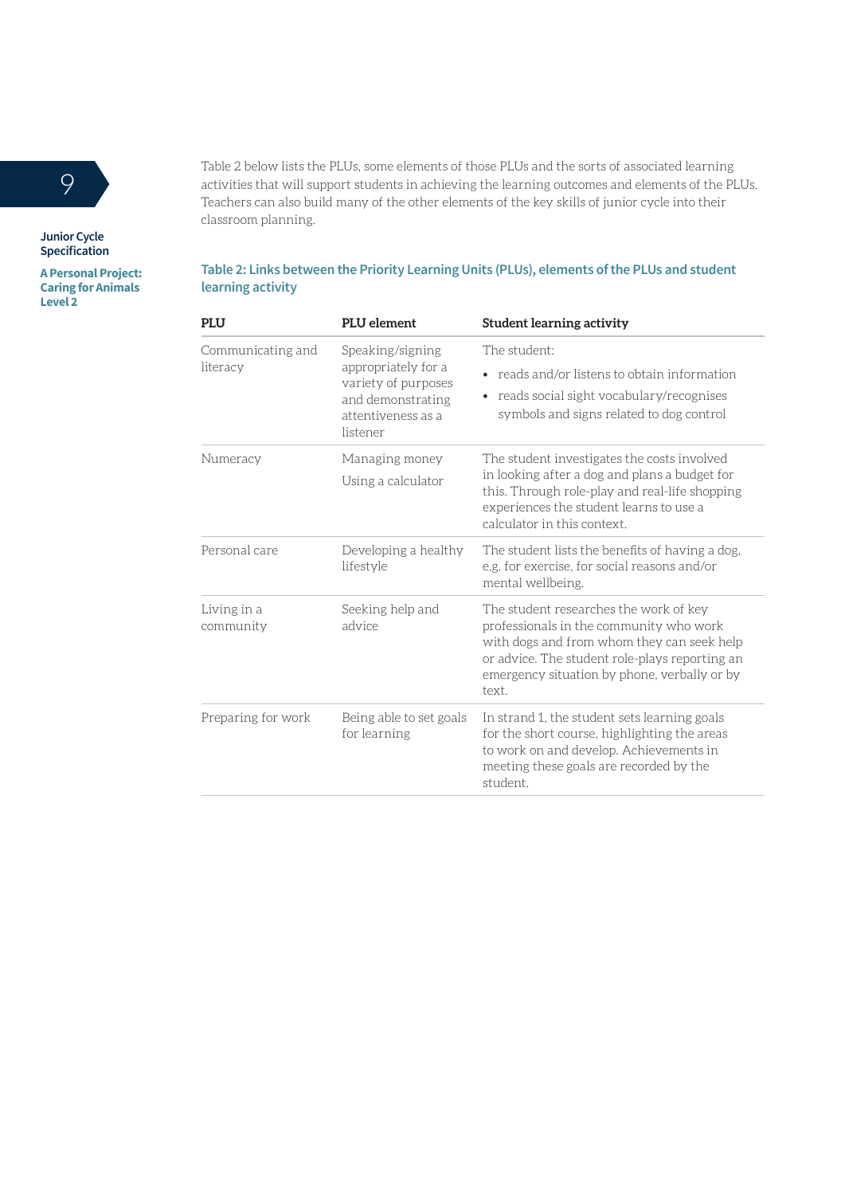Table 2 below lists the PLUs, some elements of those PLUs and the sorts of associated learning activities that will support students in achieving the learning outcomes and elements of the PLUs. Teachers can also build many of the other elements of the key skills of junior cycle into their classroom planning.

### Table 2: Links between the Priority Learning Units (PLUs), elements of the PLUs and student learning activity

| PLU | PLU element | Student learning activity |
|---|---|---|
| Communicating and literacy | Speaking/signing appropriately for a variety of purposes and demonstrating attentiveness as a listener | The student:<br>• reads and/or listens to obtain information<br>• reads social sight vocabulary/recognises symbols and signs related to dog control |
| Numeracy | Managing money<br>Using a calculator | The student investigates the costs involved in looking after a dog and plans a budget for this. Through role-play and real-life shopping experiences the student learns to use a calculator in this context. |
| Personal care | Developing a healthy lifestyle | The student lists the benefits of having a dog, e.g. for exercise, for social reasons and/or mental wellbeing. |
| Living in a community | Seeking help and advice | The student researches the work of key professionals in the community who work with dogs and from whom they can seek help or advice. The student role-plays reporting an emergency situation by phone, verbally or by text. |
| Preparing for work | Being able to set goals for learning | In strand 1, the student sets learning goals for the short course, highlighting the areas to work on and develop. Achievements in meeting these goals are recorded by the student. |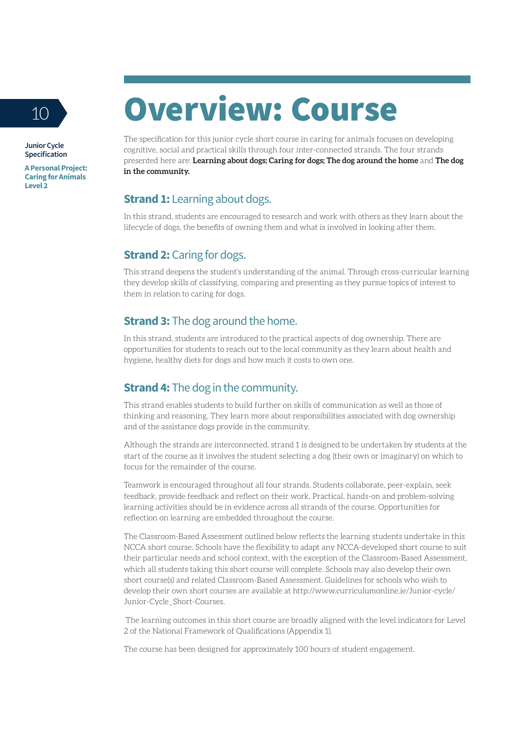# Overview: Course

The specification for this junior cycle short course in caring for animals focuses on developing cognitive, social and practical skills through four inter-connected strands. The four strands presented here are: **Learning about dogs; Caring for dogs; The dog around the home** and **The dog in the community.**

## **Strand 1:** Learning about dogs.

In this strand, students are encouraged to research and work with others as they learn about the lifecycle of dogs, the benefits of owning them and what is involved in looking after them.

## **Strand 2:** Caring for dogs.

This strand deepens the student's understanding of the animal. Through cross-curricular learning they develop skills of classifying, comparing and presenting as they pursue topics of interest to them in relation to caring for dogs.

## **Strand 3:** The dog around the home.

In this strand, students are introduced to the practical aspects of dog ownership. There are opportunities for students to reach out to the local community as they learn about health and hygiene, healthy diets for dogs and how much it costs to own one.

## **Strand 4:** The dog in the community.

This strand enables students to build further on skills of communication as well as those of thinking and reasoning. They learn more about responsibilities associated with dog ownership and of the assistance dogs provide in the community.

Although the strands are interconnected, strand 1 is designed to be undertaken by students at the start of the course as it involves the student selecting a dog (their own or imaginary) on which to focus for the remainder of the course.

Teamwork is encouraged throughout all four strands. Students collaborate, peer-explain, seek feedback, provide feedback and reflect on their work. Practical, hands-on and problem-solving learning activities should be in evidence across all strands of the course. Opportunities for reflection on learning are embedded throughout the course.

The Classroom-Based Assessment outlined below reflects the learning students undertake in this NCCA short course. Schools have the flexibility to adapt any NCCA-developed short course to suit their particular needs and school context, with the exception of the Classroom-Based Assessment, which all students taking this short course will complete. Schools may also develop their own short course(s) and related Classroom-Based Assessment. Guidelines for schools who wish to develop their own short courses are available at http://www.curriculumonline.ie/Junior-cycle/Junior-Cycle_Short-Courses.

The learning outcomes in this short course are broadly aligned with the level indicators for Level 2 of the National Framework of Qualifications (Appendix 1).

The course has been designed for approximately 100 hours of student engagement.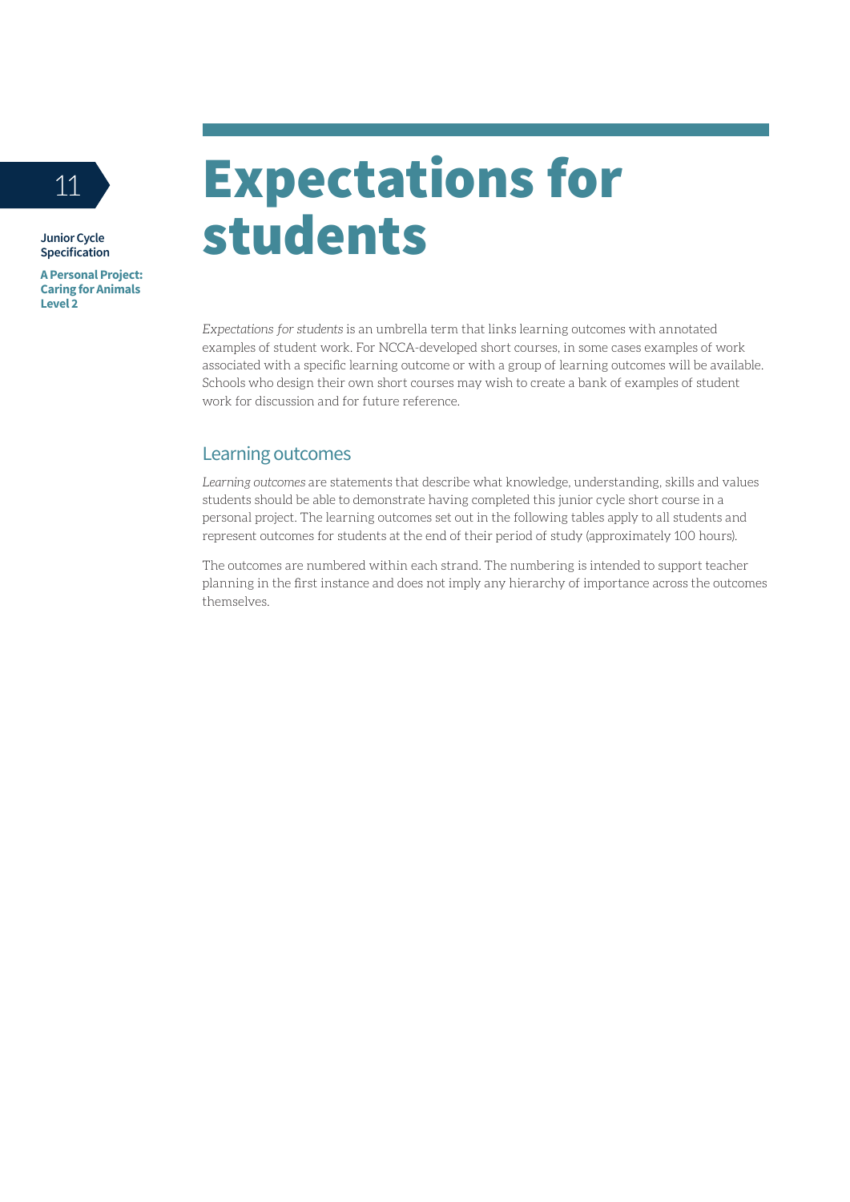# Expectations for students

*Expectations for students* is an umbrella term that links learning outcomes with annotated examples of student work. For NCCA-developed short courses, in some cases examples of work associated with a specific learning outcome or with a group of learning outcomes will be available. Schools who design their own short courses may wish to create a bank of examples of student work for discussion and for future reference.

## Learning outcomes

*Learning outcomes* are statements that describe what knowledge, understanding, skills and values students should be able to demonstrate having completed this junior cycle short course in a personal project. The learning outcomes set out in the following tables apply to all students and represent outcomes for students at the end of their period of study (approximately 100 hours).

The outcomes are numbered within each strand. The numbering is intended to support teacher planning in the first instance and does not imply any hierarchy of importance across the outcomes themselves.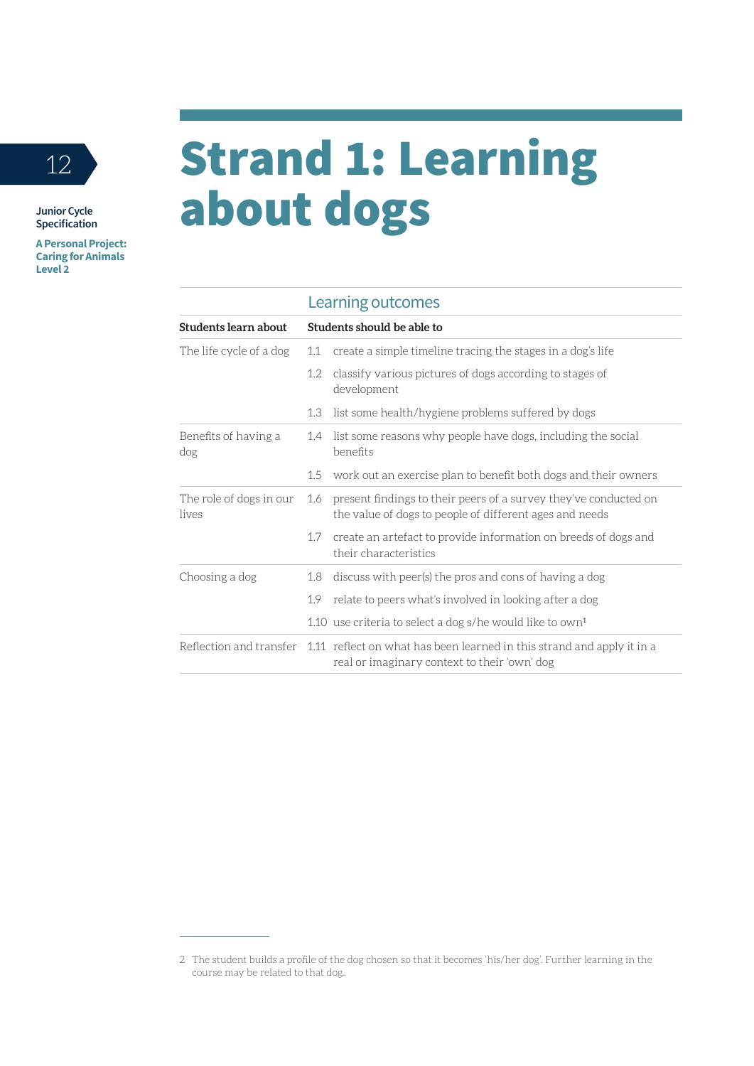# Strand 1: Learning about dogs

| | Learning outcomes | |
|---|---|---|
| **Students learn about** | **Students should be able to** | |
| The life cycle of a dog | 1.1 | create a simple timeline tracing the stages in a dog's life |
| | 1.2 | classify various pictures of dogs according to stages of development |
| | 1.3 | list some health/hygiene problems suffered by dogs |
| Benefits of having a dog | 1.4 | list some reasons why people have dogs, including the social benefits |
| | 1.5 | work out an exercise plan to benefit both dogs and their owners |
| The role of dogs in our lives | 1.6 | present findings to their peers of a survey they've conducted on the value of dogs to people of different ages and needs |
| | 1.7 | create an artefact to provide information on breeds of dogs and their characteristics |
| Choosing a dog | 1.8 | discuss with peer(s) the pros and cons of having a dog |
| | 1.9 | relate to peers what's involved in looking after a dog |
| | 1.10 | use criteria to select a dog s/he would like to own[1] |
| Reflection and transfer | 1.11 | reflect on what has been learned in this strand and apply it in a real or imaginary context to their 'own' dog |

2 The student builds a profile of the dog chosen so that it becomes 'his/her dog'. Further learning in the course may be related to that dog.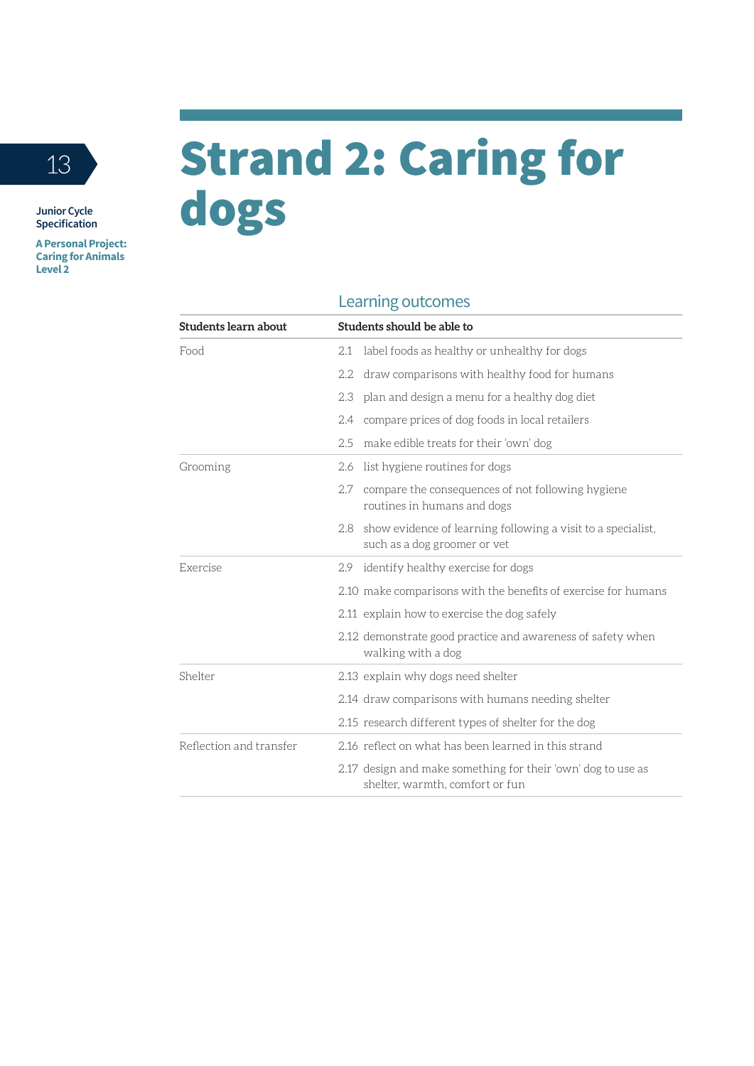# Strand 2: Caring for dogs

## Learning outcomes

| Students learn about | Students should be able to |
|---|---|
| Food | 2.1 label foods as healthy or unhealthy for dogs |
| | 2.2 draw comparisons with healthy food for humans |
| | 2.3 plan and design a menu for a healthy dog diet |
| | 2.4 compare prices of dog foods in local retailers |
| | 2.5 make edible treats for their 'own' dog |
| Grooming | 2.6 list hygiene routines for dogs |
| | 2.7 compare the consequences of not following hygiene routines in humans and dogs |
| | 2.8 show evidence of learning following a visit to a specialist, such as a dog groomer or vet |
| Exercise | 2.9 identify healthy exercise for dogs |
| | 2.10 make comparisons with the benefits of exercise for humans |
| | 2.11 explain how to exercise the dog safely |
| | 2.12 demonstrate good practice and awareness of safety when walking with a dog |
| Shelter | 2.13 explain why dogs need shelter |
| | 2.14 draw comparisons with humans needing shelter |
| | 2.15 research different types of shelter for the dog |
| Reflection and transfer | 2.16 reflect on what has been learned in this strand |
| | 2.17 design and make something for their 'own' dog to use as shelter, warmth, comfort or fun |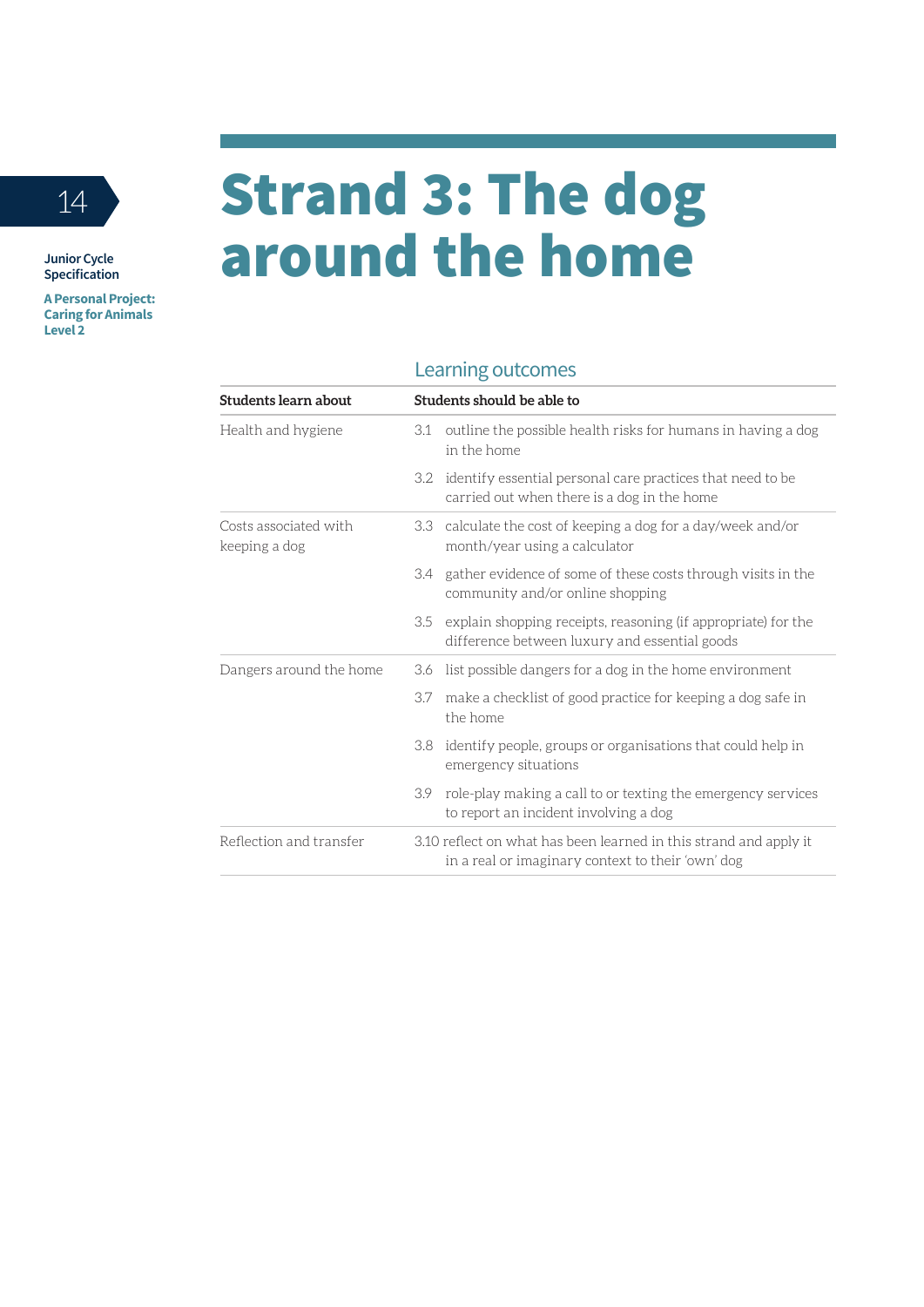# Strand 3: The dog around the home

## Learning outcomes

| Students learn about | Students should be able to |
| --- | --- |
| Health and hygiene | 3.1 outline the possible health risks for humans in having a dog in the home |
| | 3.2 identify essential personal care practices that need to be carried out when there is a dog in the home |
| Costs associated with keeping a dog | 3.3 calculate the cost of keeping a dog for a day/week and/or month/year using a calculator |
| | 3.4 gather evidence of some of these costs through visits in the community and/or online shopping |
| | 3.5 explain shopping receipts, reasoning (if appropriate) for the difference between luxury and essential goods |
| Dangers around the home | 3.6 list possible dangers for a dog in the home environment |
| | 3.7 make a checklist of good practice for keeping a dog safe in the home |
| | 3.8 identify people, groups or organisations that could help in emergency situations |
| | 3.9 role-play making a call to or texting the emergency services to report an incident involving a dog |
| Reflection and transfer | 3.10 reflect on what has been learned in this strand and apply it in a real or imaginary context to their 'own' dog |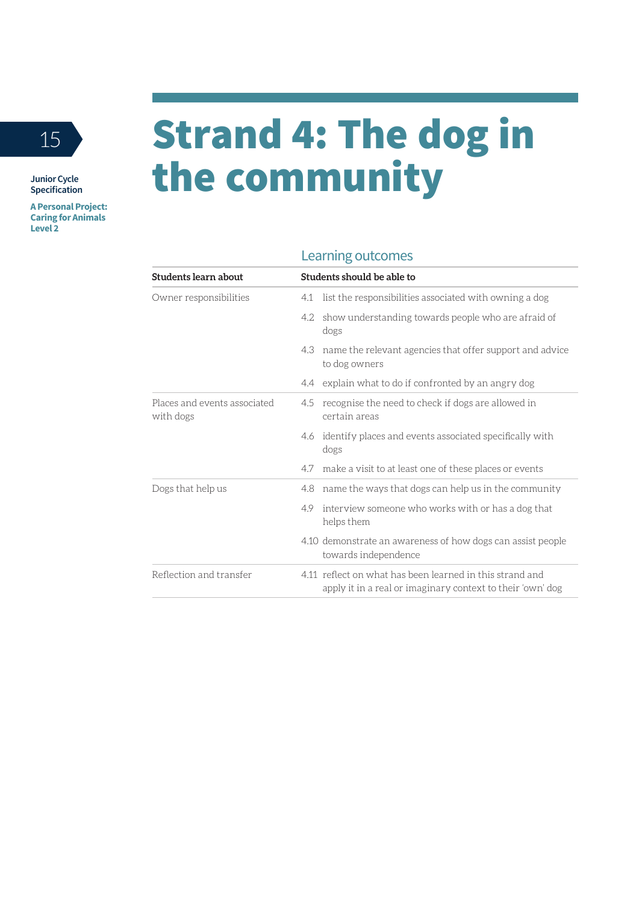# Strand 4: The dog in the community

| | Learning outcomes |
|---|---|
| **Students learn about** | **Students should be able to** |
| Owner responsibilities | 4.1 list the responsibilities associated with owning a dog |
| | 4.2 show understanding towards people who are afraid of dogs |
| | 4.3 name the relevant agencies that offer support and advice to dog owners |
| | 4.4 explain what to do if confronted by an angry dog |
| Places and events associated with dogs | 4.5 recognise the need to check if dogs are allowed in certain areas |
| | 4.6 identify places and events associated specifically with dogs |
| | 4.7 make a visit to at least one of these places or events |
| Dogs that help us | 4.8 name the ways that dogs can help us in the community |
| | 4.9 interview someone who works with or has a dog that helps them |
| | 4.10 demonstrate an awareness of how dogs can assist people towards independence |
| Reflection and transfer | 4.11 reflect on what has been learned in this strand and apply it in a real or imaginary context to their 'own' dog |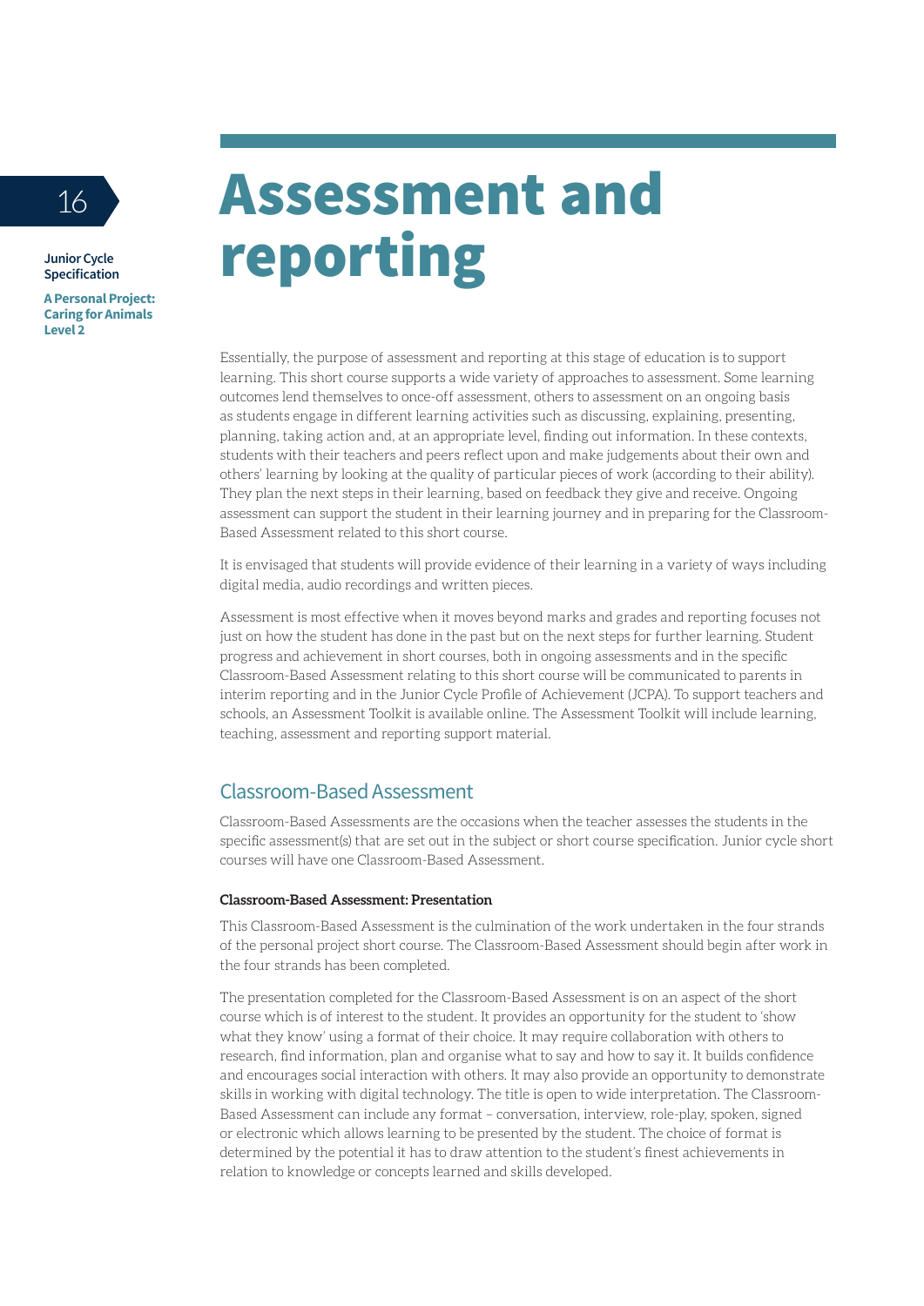# Assessment and reporting

Essentially, the purpose of assessment and reporting at this stage of education is to support learning. This short course supports a wide variety of approaches to assessment. Some learning outcomes lend themselves to once-off assessment, others to assessment on an ongoing basis as students engage in different learning activities such as discussing, explaining, presenting, planning, taking action and, at an appropriate level, finding out information. In these contexts, students with their teachers and peers reflect upon and make judgements about their own and others' learning by looking at the quality of particular pieces of work (according to their ability). They plan the next steps in their learning, based on feedback they give and receive. Ongoing assessment can support the student in their learning journey and in preparing for the Classroom-Based Assessment related to this short course.

It is envisaged that students will provide evidence of their learning in a variety of ways including digital media, audio recordings and written pieces.

Assessment is most effective when it moves beyond marks and grades and reporting focuses not just on how the student has done in the past but on the next steps for further learning. Student progress and achievement in short courses, both in ongoing assessments and in the specific Classroom-Based Assessment relating to this short course will be communicated to parents in interim reporting and in the Junior Cycle Profile of Achievement (JCPA). To support teachers and schools, an Assessment Toolkit is available online. The Assessment Toolkit will include learning, teaching, assessment and reporting support material.

## Classroom-Based Assessment

Classroom-Based Assessments are the occasions when the teacher assesses the students in the specific assessment(s) that are set out in the subject or short course specification. Junior cycle short courses will have one Classroom-Based Assessment.

**Classroom-Based Assessment: Presentation**

This Classroom-Based Assessment is the culmination of the work undertaken in the four strands of the personal project short course. The Classroom-Based Assessment should begin after work in the four strands has been completed.

The presentation completed for the Classroom-Based Assessment is on an aspect of the short course which is of interest to the student. It provides an opportunity for the student to 'show what they know' using a format of their choice. It may require collaboration with others to research, find information, plan and organise what to say and how to say it. It builds confidence and encourages social interaction with others. It may also provide an opportunity to demonstrate skills in working with digital technology. The title is open to wide interpretation. The Classroom-Based Assessment can include any format – conversation, interview, role-play, spoken, signed or electronic which allows learning to be presented by the student. The choice of format is determined by the potential it has to draw attention to the student's finest achievements in relation to knowledge or concepts learned and skills developed.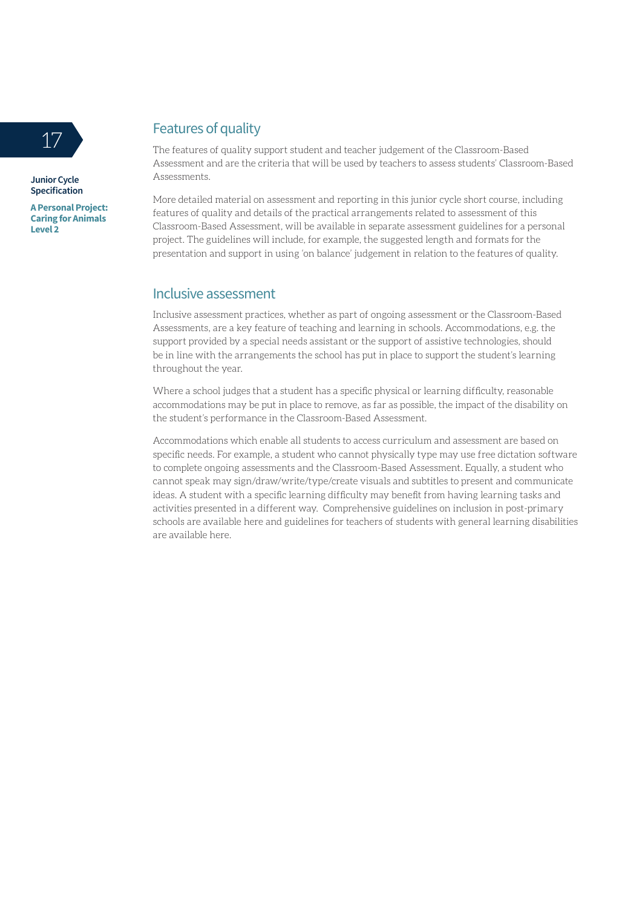## Features of quality

The features of quality support student and teacher judgement of the Classroom-Based Assessment and are the criteria that will be used by teachers to assess students' Classroom-Based Assessments.

More detailed material on assessment and reporting in this junior cycle short course, including features of quality and details of the practical arrangements related to assessment of this Classroom-Based Assessment, will be available in separate assessment guidelines for a personal project. The guidelines will include, for example, the suggested length and formats for the presentation and support in using 'on balance' judgement in relation to the features of quality.

## Inclusive assessment

Inclusive assessment practices, whether as part of ongoing assessment or the Classroom-Based Assessments, are a key feature of teaching and learning in schools. Accommodations, e.g. the support provided by a special needs assistant or the support of assistive technologies, should be in line with the arrangements the school has put in place to support the student's learning throughout the year.

Where a school judges that a student has a specific physical or learning difficulty, reasonable accommodations may be put in place to remove, as far as possible, the impact of the disability on the student's performance in the Classroom-Based Assessment.

Accommodations which enable all students to access curriculum and assessment are based on specific needs. For example, a student who cannot physically type may use free dictation software to complete ongoing assessments and the Classroom-Based Assessment. Equally, a student who cannot speak may sign/draw/write/type/create visuals and subtitles to present and communicate ideas. A student with a specific learning difficulty may benefit from having learning tasks and activities presented in a different way. Comprehensive guidelines on inclusion in post-primary schools are available here and guidelines for teachers of students with general learning disabilities are available here.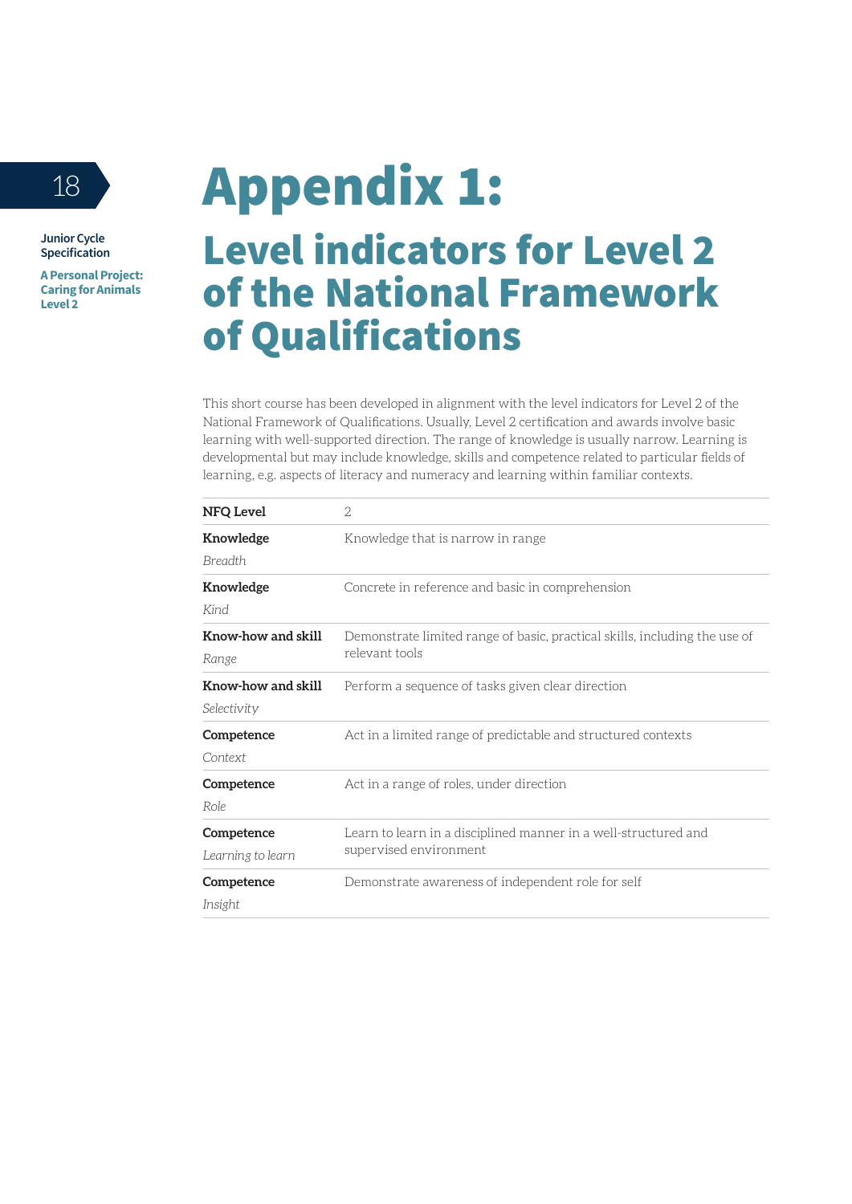# Appendix 1:

## Level indicators for Level 2 of the National Framework of Qualifications

This short course has been developed in alignment with the level indicators for Level 2 of the National Framework of Qualifications. Usually, Level 2 certification and awards involve basic learning with well-supported direction. The range of knowledge is usually narrow. Learning is developmental but may include knowledge, skills and competence related to particular fields of learning, e.g. aspects of literacy and numeracy and learning within familiar contexts.

| **NFQ Level** | 2 |
|---|---|
| **Knowledge**<br>*Breadth* | Knowledge that is narrow in range |
| **Knowledge**<br>*Kind* | Concrete in reference and basic in comprehension |
| **Know-how and skill**<br>*Range* | Demonstrate limited range of basic, practical skills, including the use of relevant tools |
| **Know-how and skill**<br>*Selectivity* | Perform a sequence of tasks given clear direction |
| **Competence**<br>*Context* | Act in a limited range of predictable and structured contexts |
| **Competence**<br>*Role* | Act in a range of roles, under direction |
| **Competence**<br>*Learning to learn* | Learn to learn in a disciplined manner in a well-structured and supervised environment |
| **Competence**<br>*Insight* | Demonstrate awareness of independent role for self |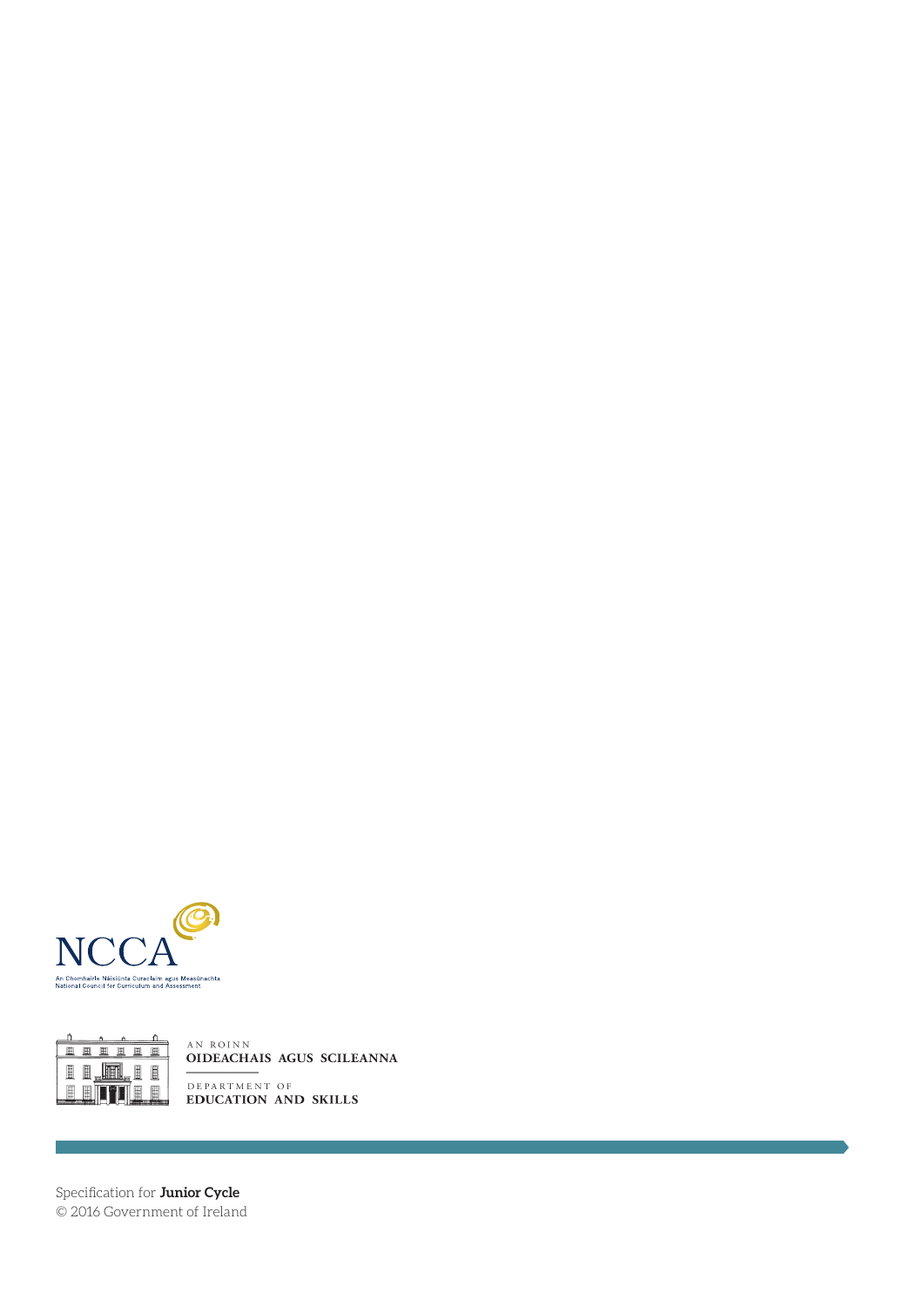NCCA

An Chomhairle Náisiúnta Curaclaim agus Measúnachta
National Council for Curriculum and Assessment

AN ROINN
OIDEACHAIS AGUS SCILEANNA

DEPARTMENT OF
EDUCATION AND SKILLS

Specification for **Junior Cycle**
© 2016 Government of Ireland